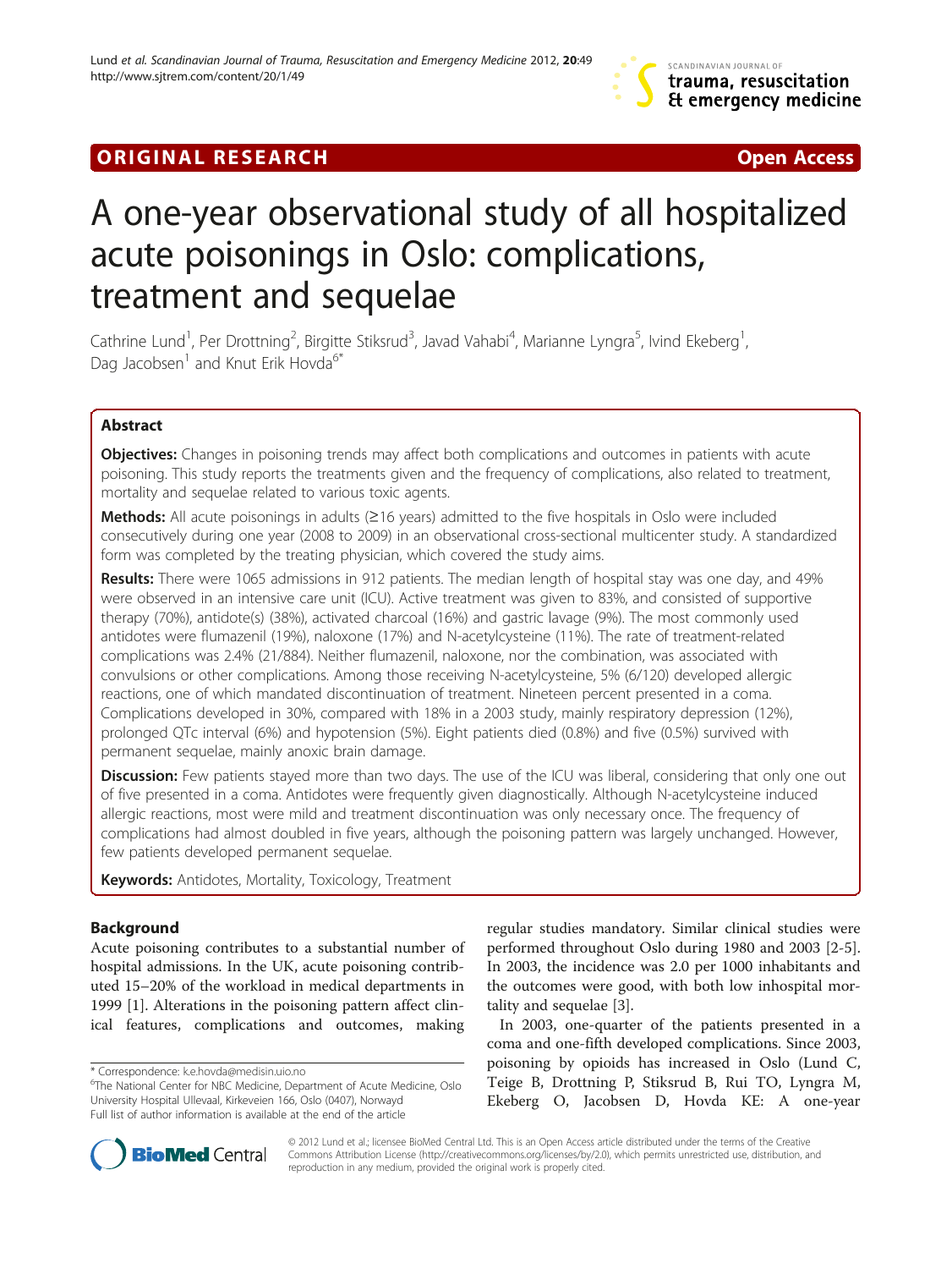ORIGINAL RESEARCH Open Access

# A one-year observational study of all hospitalized acute poisonings in Oslo: complications, treatment and sequelae

Cathrine Lund[1], Per Drottning[2], Birgitte Stiksrud[3], Javad Vahabi[4], Marianne Lyngra[5], Ivind Ekeberg[1], Dag Jacobsen[1] and Knut Erik Hovda[6*]

## Abstract

**Objectives:** Changes in poisoning trends may affect both complications and outcomes in patients with acute poisoning. This study reports the treatments given and the frequency of complications, also related to treatment, mortality and sequelae related to various toxic agents.

**Methods:** All acute poisonings in adults (≥16 years) admitted to the five hospitals in Oslo were included consecutively during one year (2008 to 2009) in an observational cross-sectional multicenter study. A standardized form was completed by the treating physician, which covered the study aims.

**Results:** There were 1065 admissions in 912 patients. The median length of hospital stay was one day, and 49% were observed in an intensive care unit (ICU). Active treatment was given to 83%, and consisted of supportive therapy (70%), antidote(s) (38%), activated charcoal (16%) and gastric lavage (9%). The most commonly used antidotes were flumazenil (19%), naloxone (17%) and N-acetylcysteine (11%). The rate of treatment-related complications was 2.4% (21/884). Neither flumazenil, naloxone, nor the combination, was associated with convulsions or other complications. Among those receiving N-acetylcysteine, 5% (6/120) developed allergic reactions, one of which mandated discontinuation of treatment. Nineteen percent presented in a coma. Complications developed in 30%, compared with 18% in a 2003 study, mainly respiratory depression (12%), prolonged QTc interval (6%) and hypotension (5%). Eight patients died (0.8%) and five (0.5%) survived with permanent sequelae, mainly anoxic brain damage.

**Discussion:** Few patients stayed more than two days. The use of the ICU was liberal, considering that only one out of five presented in a coma. Antidotes were frequently given diagnostically. Although N-acetylcysteine induced allergic reactions, most were mild and treatment discontinuation was only necessary once. The frequency of complications had almost doubled in five years, although the poisoning pattern was largely unchanged. However, few patients developed permanent sequelae.

**Keywords:** Antidotes, Mortality, Toxicology, Treatment

## Background

Acute poisoning contributes to a substantial number of hospital admissions. In the UK, acute poisoning contributed 15–20% of the workload in medical departments in 1999 [1]. Alterations in the poisoning pattern affect clinical features, complications and outcomes, making regular studies mandatory. Similar clinical studies were performed throughout Oslo during 1980 and 2003 [2-5]. In 2003, the incidence was 2.0 per 1000 inhabitants and the outcomes were good, with both low inhospital mortality and sequelae [3].

In 2003, one-quarter of the patients presented in a coma and one-fifth developed complications. Since 2003, poisoning by opioids has increased in Oslo (Lund C, Teige B, Drottning P, Stiksrud B, Rui TO, Lyngra M, Ekeberg O, Jacobsen D, Hovda KE: A one-year

* Correspondence: k.e.hovda@medisin.uio.no
[6]The National Center for NBC Medicine, Department of Acute Medicine, Oslo University Hospital Ullevaal, Kirkeveien 166, Oslo (0407), Norwayd
Full list of author information is available at the end of the article

© 2012 Lund et al.; licensee BioMed Central Ltd. This is an Open Access article distributed under the terms of the Creative Commons Attribution License (http://creativecommons.org/licenses/by/2.0), which permits unrestricted use, distribution, and reproduction in any medium, provided the original work is properly cited.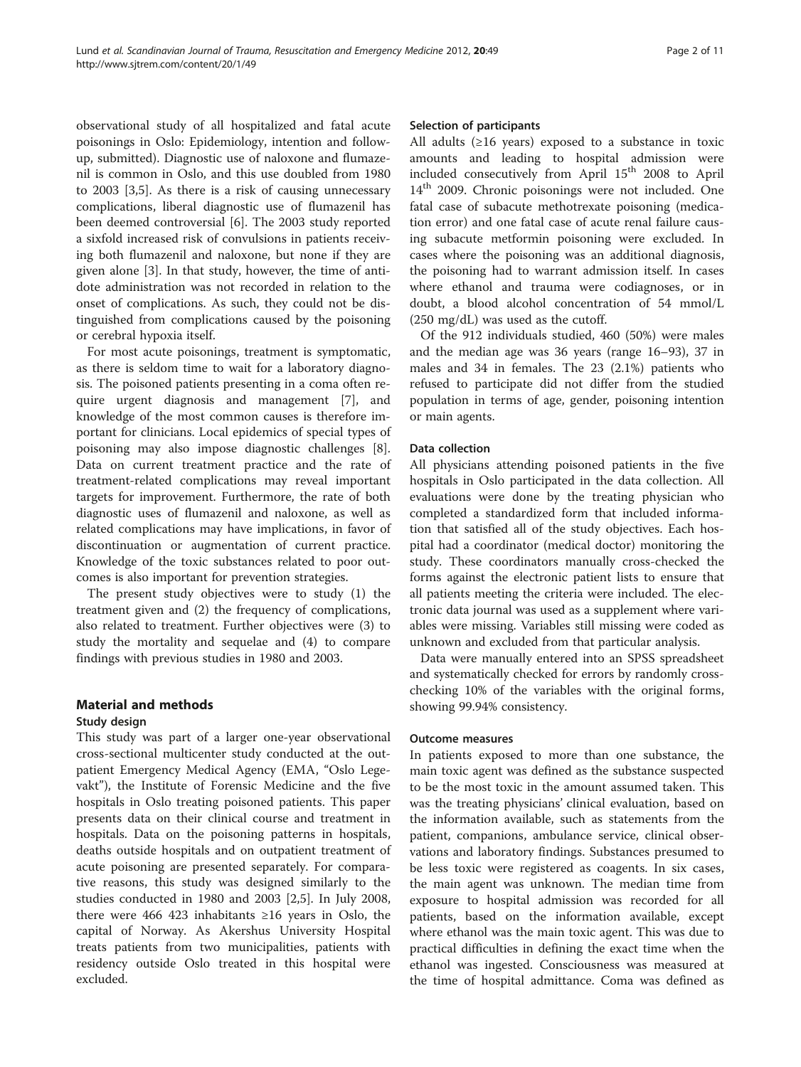observational study of all hospitalized and fatal acute poisonings in Oslo: Epidemiology, intention and follow-up, submitted). Diagnostic use of naloxone and flumazenil is common in Oslo, and this use doubled from 1980 to 2003 [3,5]. As there is a risk of causing unnecessary complications, liberal diagnostic use of flumazenil has been deemed controversial [6]. The 2003 study reported a sixfold increased risk of convulsions in patients receiving both flumazenil and naloxone, but none if they are given alone [3]. In that study, however, the time of antidote administration was not recorded in relation to the onset of complications. As such, they could not be distinguished from complications caused by the poisoning or cerebral hypoxia itself.

For most acute poisonings, treatment is symptomatic, as there is seldom time to wait for a laboratory diagnosis. The poisoned patients presenting in a coma often require urgent diagnosis and management [7], and knowledge of the most common causes is therefore important for clinicians. Local epidemics of special types of poisoning may also impose diagnostic challenges [8]. Data on current treatment practice and the rate of treatment-related complications may reveal important targets for improvement. Furthermore, the rate of both diagnostic uses of flumazenil and naloxone, as well as related complications may have implications, in favor of discontinuation or augmentation of current practice. Knowledge of the toxic substances related to poor outcomes is also important for prevention strategies.

The present study objectives were to study (1) the treatment given and (2) the frequency of complications, also related to treatment. Further objectives were (3) to study the mortality and sequelae and (4) to compare findings with previous studies in 1980 and 2003.

## Material and methods

### Study design

This study was part of a larger one-year observational cross-sectional multicenter study conducted at the outpatient Emergency Medical Agency (EMA, "Oslo Legevakt"), the Institute of Forensic Medicine and the five hospitals in Oslo treating poisoned patients. This paper presents data on their clinical course and treatment in hospitals. Data on the poisoning patterns in hospitals, deaths outside hospitals and on outpatient treatment of acute poisoning are presented separately. For comparative reasons, this study was designed similarly to the studies conducted in 1980 and 2003 [2,5]. In July 2008, there were 466 423 inhabitants ≥16 years in Oslo, the capital of Norway. As Akershus University Hospital treats patients from two municipalities, patients with residency outside Oslo treated in this hospital were excluded.

### Selection of participants

All adults (≥16 years) exposed to a substance in toxic amounts and leading to hospital admission were included consecutively from April 15th 2008 to April 14th 2009. Chronic poisonings were not included. One fatal case of subacute methotrexate poisoning (medication error) and one fatal case of acute renal failure causing subacute metformin poisoning were excluded. In cases where the poisoning was an additional diagnosis, the poisoning had to warrant admission itself. In cases where ethanol and trauma were codiagnoses, or in doubt, a blood alcohol concentration of 54 mmol/L (250 mg/dL) was used as the cutoff.

Of the 912 individuals studied, 460 (50%) were males and the median age was 36 years (range 16–93), 37 in males and 34 in females. The 23 (2.1%) patients who refused to participate did not differ from the studied population in terms of age, gender, poisoning intention or main agents.

### Data collection

All physicians attending poisoned patients in the five hospitals in Oslo participated in the data collection. All evaluations were done by the treating physician who completed a standardized form that included information that satisfied all of the study objectives. Each hospital had a coordinator (medical doctor) monitoring the study. These coordinators manually cross-checked the forms against the electronic patient lists to ensure that all patients meeting the criteria were included. The electronic data journal was used as a supplement where variables were missing. Variables still missing were coded as unknown and excluded from that particular analysis.

Data were manually entered into an SPSS spreadsheet and systematically checked for errors by randomly cross-checking 10% of the variables with the original forms, showing 99.94% consistency.

### Outcome measures

In patients exposed to more than one substance, the main toxic agent was defined as the substance suspected to be the most toxic in the amount assumed taken. This was the treating physicians' clinical evaluation, based on the information available, such as statements from the patient, companions, ambulance service, clinical observations and laboratory findings. Substances presumed to be less toxic were registered as coagents. In six cases, the main agent was unknown. The median time from exposure to hospital admission was recorded for all patients, based on the information available, except where ethanol was the main toxic agent. This was due to practical difficulties in defining the exact time when the ethanol was ingested. Consciousness was measured at the time of hospital admittance. Coma was defined as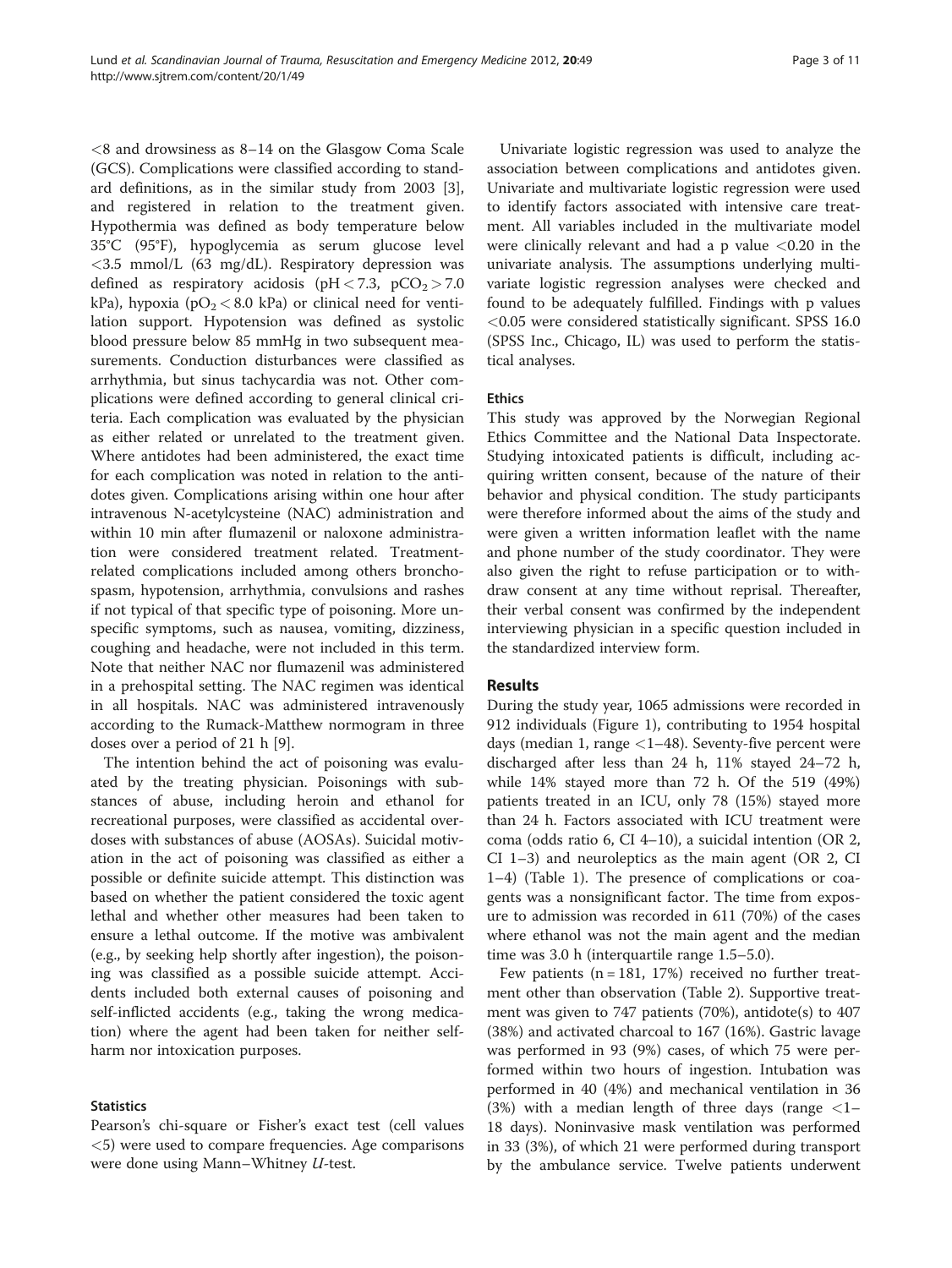<8 and drowsiness as 8–14 on the Glasgow Coma Scale (GCS). Complications were classified according to standard definitions, as in the similar study from 2003 [3], and registered in relation to the treatment given. Hypothermia was defined as body temperature below 35°C (95°F), hypoglycemia as serum glucose level <3.5 mmol/L (63 mg/dL). Respiratory depression was defined as respiratory acidosis (pH < 7.3, $pCO_2 > 7.0$ kPa), hypoxia ($pO_2 < 8.0$ kPa) or clinical need for ventilation support. Hypotension was defined as systolic blood pressure below 85 mmHg in two subsequent measurements. Conduction disturbances were classified as arrhythmia, but sinus tachycardia was not. Other complications were defined according to general clinical criteria. Each complication was evaluated by the physician as either related or unrelated to the treatment given. Where antidotes had been administered, the exact time for each complication was noted in relation to the antidotes given. Complications arising within one hour after intravenous N-acetylcysteine (NAC) administration and within 10 min after flumazenil or naloxone administration were considered treatment related. Treatment-related complications included among others bronchospasm, hypotension, arrhythmia, convulsions and rashes if not typical of that specific type of poisoning. More unspecific symptoms, such as nausea, vomiting, dizziness, coughing and headache, were not included in this term. Note that neither NAC nor flumazenil was administered in a prehospital setting. The NAC regimen was identical in all hospitals. NAC was administered intravenously according to the Rumack-Matthew normogram in three doses over a period of 21 h [9].

The intention behind the act of poisoning was evaluated by the treating physician. Poisonings with substances of abuse, including heroin and ethanol for recreational purposes, were classified as accidental overdoses with substances of abuse (AOSAs). Suicidal motivation in the act of poisoning was classified as either a possible or definite suicide attempt. This distinction was based on whether the patient considered the toxic agent lethal and whether other measures had been taken to ensure a lethal outcome. If the motive was ambivalent (e.g., by seeking help shortly after ingestion), the poisoning was classified as a possible suicide attempt. Accidents included both external causes of poisoning and self-inflicted accidents (e.g., taking the wrong medication) where the agent had been taken for neither self-harm nor intoxication purposes.

### Statistics

Pearson's chi-square or Fisher's exact test (cell values <5) were used to compare frequencies. Age comparisons were done using Mann–Whitney *U*-test.

Univariate logistic regression was used to analyze the association between complications and antidotes given. Univariate and multivariate logistic regression were used to identify factors associated with intensive care treatment. All variables included in the multivariate model were clinically relevant and had a p value <0.20 in the univariate analysis. The assumptions underlying multivariate logistic regression analyses were checked and found to be adequately fulfilled. Findings with p values <0.05 were considered statistically significant. SPSS 16.0 (SPSS Inc., Chicago, IL) was used to perform the statistical analyses.

### Ethics

This study was approved by the Norwegian Regional Ethics Committee and the National Data Inspectorate. Studying intoxicated patients is difficult, including acquiring written consent, because of the nature of their behavior and physical condition. The study participants were therefore informed about the aims of the study and were given a written information leaflet with the name and phone number of the study coordinator. They were also given the right to refuse participation or to withdraw consent at any time without reprisal. Thereafter, their verbal consent was confirmed by the independent interviewing physician in a specific question included in the standardized interview form.

## Results

During the study year, 1065 admissions were recorded in 912 individuals (Figure 1), contributing to 1954 hospital days (median 1, range <1–48). Seventy-five percent were discharged after less than 24 h, 11% stayed 24–72 h, while 14% stayed more than 72 h. Of the 519 (49%) patients treated in an ICU, only 78 (15%) stayed more than 24 h. Factors associated with ICU treatment were coma (odds ratio 6, CI 4–10), a suicidal intention (OR 2, CI 1–3) and neuroleptics as the main agent (OR 2, CI 1–4) (Table 1). The presence of complications or coagents was a nonsignificant factor. The time from exposure to admission was recorded in 611 (70%) of the cases where ethanol was not the main agent and the median time was 3.0 h (interquartile range 1.5–5.0).

Few patients (n = 181, 17%) received no further treatment other than observation (Table 2). Supportive treatment was given to 747 patients (70%), antidote(s) to 407 (38%) and activated charcoal to 167 (16%). Gastric lavage was performed in 93 (9%) cases, of which 75 were performed within two hours of ingestion. Intubation was performed in 40 (4%) and mechanical ventilation in 36 (3%) with a median length of three days (range <1–18 days). Noninvasive mask ventilation was performed in 33 (3%), of which 21 were performed during transport by the ambulance service. Twelve patients underwent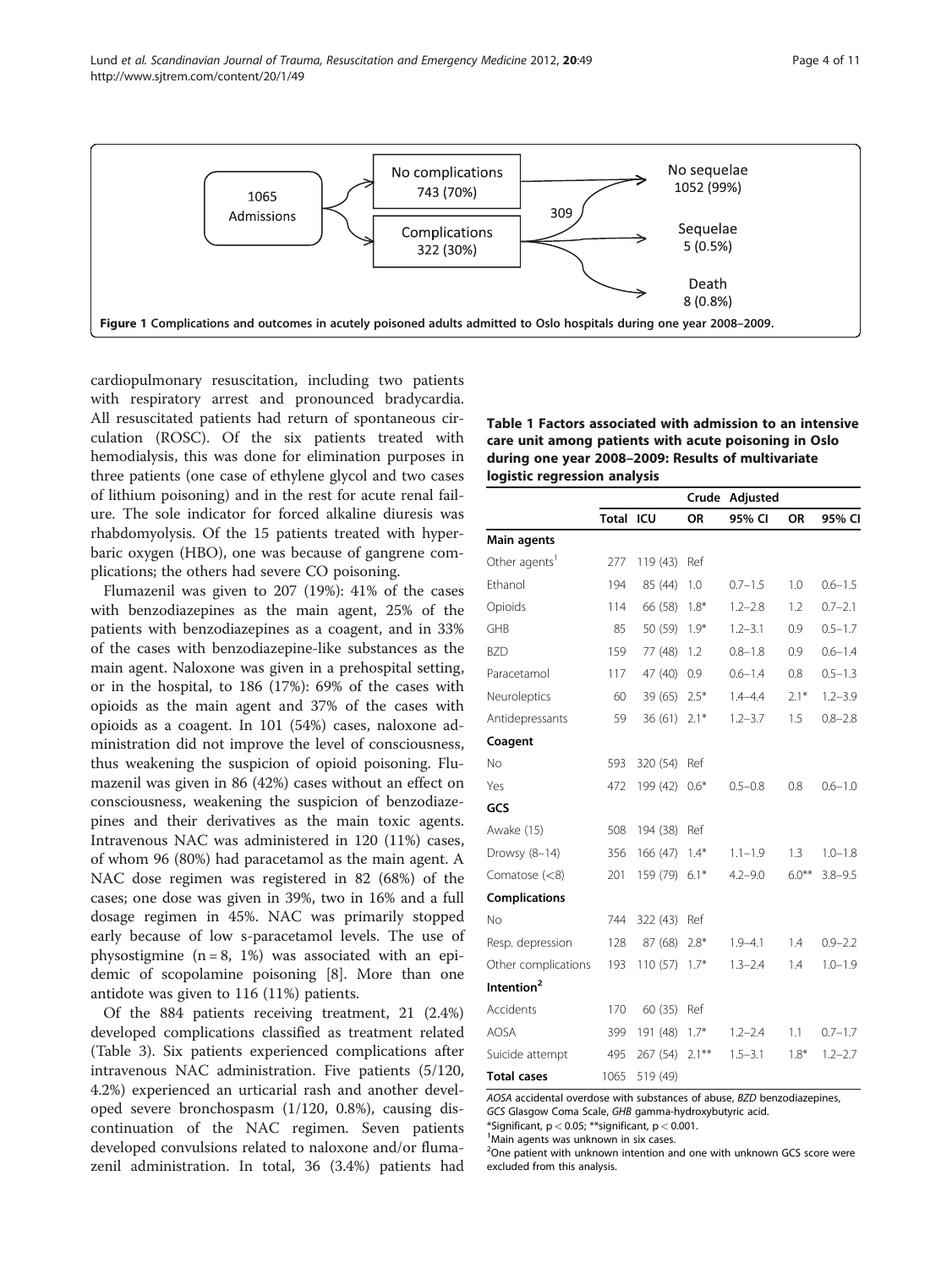1065 Admissions → No complications 743 (70%); Complications 322 (30%)

309

No sequelae 1052 (99%)

Sequelae 5 (0.5%)

Death 8 (0.8%)

**Figure 1 Complications and outcomes in acutely poisoned adults admitted to Oslo hospitals during one year 2008–2009.**

cardiopulmonary resuscitation, including two patients with respiratory arrest and pronounced bradycardia. All resuscitated patients had return of spontaneous circulation (ROSC). Of the six patients treated with hemodialysis, this was done for elimination purposes in three patients (one case of ethylene glycol and two cases of lithium poisoning) and in the rest for acute renal failure. The sole indicator for forced alkaline diuresis was rhabdomyolysis. Of the 15 patients treated with hyperbaric oxygen (HBO), one was because of gangrene complications; the others had severe CO poisoning.

Flumazenil was given to 207 (19%): 41% of the cases with benzodiazepines as the main agent, 25% of the patients with benzodiazepines as a coagent, and in 33% of the cases with benzodiazepine-like substances as the main agent. Naloxone was given in a prehospital setting, or in the hospital, to 186 (17%): 69% of the cases with opioids as the main agent and 37% of the cases with opioids as a coagent. In 101 (54%) cases, naloxone administration did not improve the level of consciousness, thus weakening the suspicion of opioid poisoning. Flumazenil was given in 86 (42%) cases without an effect on consciousness, weakening the suspicion of benzodiazepines and their derivatives as the main toxic agents. Intravenous NAC was administered in 120 (11%) cases, of whom 96 (80%) had paracetamol as the main agent. A NAC dose regimen was registered in 82 (68%) of the cases; one dose was given in 39%, two in 16% and a full dosage regimen in 45%. NAC was primarily stopped early because of low s-paracetamol levels. The use of physostigmine (n = 8, 1%) was associated with an epidemic of scopolamine poisoning [8]. More than one antidote was given to 116 (11%) patients.

Of the 884 patients receiving treatment, 21 (2.4%) developed complications classified as treatment related (Table 3). Six patients experienced complications after intravenous NAC administration. Five patients (5/120, 4.2%) experienced an urticarial rash and another developed severe bronchospasm (1/120, 0.8%), causing discontinuation of the NAC regimen. Seven patients developed convulsions related to naloxone and/or flumazenil administration. In total, 36 (3.4%) patients had

**Table 1 Factors associated with admission to an intensive care unit among patients with acute poisoning in Oslo during one year 2008–2009: Results of multivariate logistic regression analysis**

| | | | Crude | | Adjusted | |
|---|---|---|---|---|---|---|
| | Total | ICU | OR | 95% CI | OR | 95% CI |
| **Main agents** | | | | | | |
| Other agents[1] | 277 | 119 (43) | Ref | | | |
| Ethanol | 194 | 85 (44) | 1.0 | 0.7–1.5 | 1.0 | 0.6–1.5 |
| Opioids | 114 | 66 (58) | 1.8* | 1.2–2.8 | 1.2 | 0.7–2.1 |
| GHB | 85 | 50 (59) | 1.9* | 1.2–3.1 | 0.9 | 0.5–1.7 |
| BZD | 159 | 77 (48) | 1.2 | 0.8–1.8 | 0.9 | 0.6–1.4 |
| Paracetamol | 117 | 47 (40) | 0.9 | 0.6–1.4 | 0.8 | 0.5–1.3 |
| Neuroleptics | 60 | 39 (65) | 2.5* | 1.4–4.4 | 2.1* | 1.2–3.9 |
| Antidepressants | 59 | 36 (61) | 2.1* | 1.2–3.7 | 1.5 | 0.8–2.8 |
| **Coagent** | | | | | | |
| No | 593 | 320 (54) | Ref | | | |
| Yes | 472 | 199 (42) | 0.6* | 0.5–0.8 | 0.8 | 0.6–1.0 |
| **GCS** | | | | | | |
| Awake (15) | 508 | 194 (38) | Ref | | | |
| Drowsy (8–14) | 356 | 166 (47) | 1.4* | 1.1–1.9 | 1.3 | 1.0–1.8 |
| Comatose (<8) | 201 | 159 (79) | 6.1* | 4.2–9.0 | 6.0** | 3.8–9.5 |
| **Complications** | | | | | | |
| No | 744 | 322 (43) | Ref | | | |
| Resp. depression | 128 | 87 (68) | 2.8* | 1.9–4.1 | 1.4 | 0.9–2.2 |
| Other complications | 193 | 110 (57) | 1.7* | 1.3–2.4 | 1.4 | 1.0–1.9 |
| **Intention[2]** | | | | | | |
| Accidents | 170 | 60 (35) | Ref | | | |
| AOSA | 399 | 191 (48) | 1.7* | 1.2–2.4 | 1.1 | 0.7–1.7 |
| Suicide attempt | 495 | 267 (54) | 2.1** | 1.5–3.1 | 1.8* | 1.2–2.7 |
| **Total cases** | 1065 | 519 (49) | | | | |

*AOSA* accidental overdose with substances of abuse, *BZD* benzodiazepines, *GCS* Glasgow Coma Scale, *GHB* gamma-hydroxybutyric acid.
*Significant, $p < 0.05$; **significant, $p < 0.001$.
[1]Main agents was unknown in six cases.
[2]One patient with unknown intention and one with unknown GCS score were excluded from this analysis.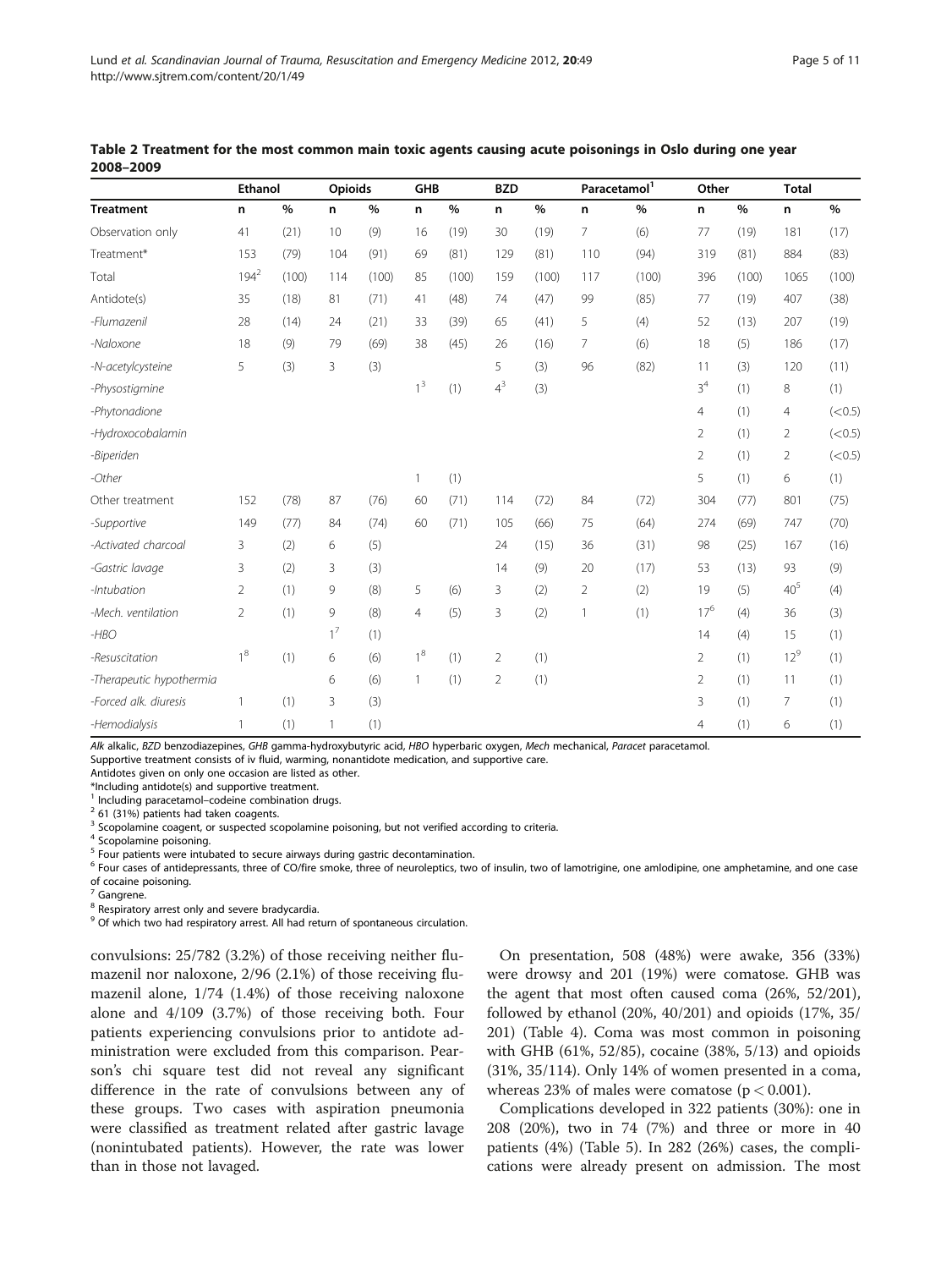**Table 2 Treatment for the most common main toxic agents causing acute poisonings in Oslo during one year 2008–2009**

| | Ethanol | | Opioids | | GHB | | BZD | | Paracetamol[1] | | Other | | Total | |
|---|---|---|---|---|---|---|---|---|---|---|---|---|---|---|
| **Treatment** | n | % | n | % | n | % | n | % | n | % | n | % | n | % |
| Observation only | 41 | (21) | 10 | (9) | 16 | (19) | 30 | (19) | 7 | (6) | 77 | (19) | 181 | (17) |
| Treatment* | 153 | (79) | 104 | (91) | 69 | (81) | 129 | (81) | 110 | (94) | 319 | (81) | 884 | (83) |
| Total | 194[2] | (100) | 114 | (100) | 85 | (100) | 159 | (100) | 117 | (100) | 396 | (100) | 1065 | (100) |
| Antidote(s) | 35 | (18) | 81 | (71) | 41 | (48) | 74 | (47) | 99 | (85) | 77 | (19) | 407 | (38) |
| *-Flumazenil* | 28 | (14) | 24 | (21) | 33 | (39) | 65 | (41) | 5 | (4) | 52 | (13) | 207 | (19) |
| *-Naloxone* | 18 | (9) | 79 | (69) | 38 | (45) | 26 | (16) | 7 | (6) | 18 | (5) | 186 | (17) |
| *-N-acetylcysteine* | 5 | (3) | 3 | (3) | | | 5 | (3) | 96 | (82) | 11 | (3) | 120 | (11) |
| *-Physostigmine* | | | | | 1[3] | (1) | 4[3] | (3) | | | 3[4] | (1) | 8 | (1) |
| *-Phytonadione* | | | | | | | | | | | 4 | (1) | 4 | (<0.5) |
| *-Hydroxocobalamin* | | | | | | | | | | | 2 | (1) | 2 | (<0.5) |
| *-Biperiden* | | | | | | | | | | | 2 | (1) | 2 | (<0.5) |
| *-Other* | | | | | 1 | (1) | | | | | 5 | (1) | 6 | (1) |
| Other treatment | 152 | (78) | 87 | (76) | 60 | (71) | 114 | (72) | 84 | (72) | 304 | (77) | 801 | (75) |
| *-Supportive* | 149 | (77) | 84 | (74) | 60 | (71) | 105 | (66) | 75 | (64) | 274 | (69) | 747 | (70) |
| *-Activated charcoal* | 3 | (2) | 6 | (5) | | | 24 | (15) | 36 | (31) | 98 | (25) | 167 | (16) |
| *-Gastric lavage* | 3 | (2) | 3 | (3) | | | 14 | (9) | 20 | (17) | 53 | (13) | 93 | (9) |
| *-Intubation* | 2 | (1) | 9 | (8) | 5 | (6) | 3 | (2) | 2 | (2) | 19 | (5) | 40[5] | (4) |
| *-Mech. ventilation* | 2 | (1) | 9 | (8) | 4 | (5) | 3 | (2) | 1 | (1) | 17[6] | (4) | 36 | (3) |
| *-HBO* | | | 1[7] | (1) | | | | | | | 14 | (4) | 15 | (1) |
| *-Resuscitation* | 1[8] | (1) | 6 | (6) | 1[8] | (1) | 2 | (1) | | | 2 | (1) | 12[9] | (1) |
| *-Therapeutic hypothermia* | | | 6 | (6) | 1 | (1) | 2 | (1) | | | 2 | (1) | 11 | (1) |
| *-Forced alk. diuresis* | 1 | (1) | 3 | (3) | | | | | | | 3 | (1) | 7 | (1) |
| *-Hemodialysis* | 1 | (1) | 1 | (1) | | | | | | | 4 | (1) | 6 | (1) |

*Alk* alkalic, *BZD* benzodiazepines, *GHB* gamma-hydroxybutyric acid, *HBO* hyperbaric oxygen, *Mech* mechanical, *Paracet* paracetamol.
Supportive treatment consists of iv fluid, warming, nonantidote medication, and supportive care.
Antidotes given on only one occasion are listed as other.
*Including antidote(s) and supportive treatment.
[1] Including paracetamol–codeine combination drugs.
[2] 61 (31%) patients had taken coagents.
[3] Scopolamine coagent, or suspected scopolamine poisoning, but not verified according to criteria.
[4] Scopolamine poisoning.
[5] Four patients were intubated to secure airways during gastric decontamination.
[6] Four cases of antidepressants, three of CO/fire smoke, three of neuroleptics, two of insulin, two of lamotrigine, one amlodipine, one amphetamine, and one case of cocaine poisoning.
[7] Gangrene.
[8] Respiratory arrest only and severe bradycardia.
[9] Of which two had respiratory arrest. All had return of spontaneous circulation.

convulsions: 25/782 (3.2%) of those receiving neither flumazenil nor naloxone, 2/96 (2.1%) of those receiving flumazenil alone, 1/74 (1.4%) of those receiving naloxone alone and 4/109 (3.7%) of those receiving both. Four patients experiencing convulsions prior to antidote administration were excluded from this comparison. Pearson's chi square test did not reveal any significant difference in the rate of convulsions between any of these groups. Two cases with aspiration pneumonia were classified as treatment related after gastric lavage (nonintubated patients). However, the rate was lower than in those not lavaged.

On presentation, 508 (48%) were awake, 356 (33%) were drowsy and 201 (19%) were comatose. GHB was the agent that most often caused coma (26%, 52/201), followed by ethanol (20%, 40/201) and opioids (17%, 35/201) (Table 4). Coma was most common in poisoning with GHB (61%, 52/85), cocaine (38%, 5/13) and opioids (31%, 35/114). Only 14% of women presented in a coma, whereas 23% of males were comatose ($p < 0.001$).

Complications developed in 322 patients (30%): one in 208 (20%), two in 74 (7%) and three or more in 40 patients (4%) (Table 5). In 282 (26%) cases, the complications were already present on admission. The most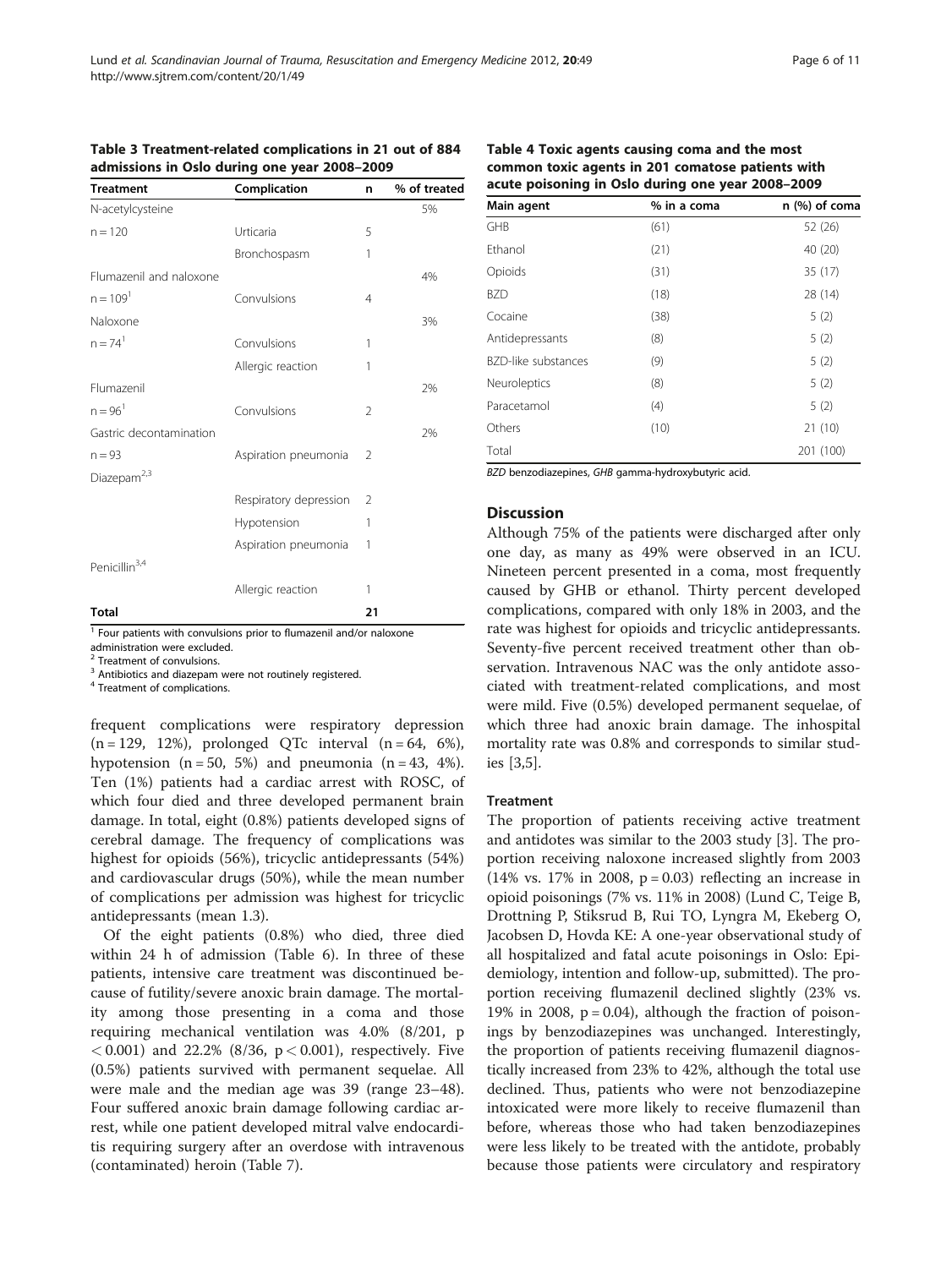**Table 3 Treatment-related complications in 21 out of 884 admissions in Oslo during one year 2008–2009**

| Treatment | Complication | n | % of treated |
|---|---|---|---|
| N-acetylcysteine | | | 5% |
| n = 120 | Urticaria | 5 | |
| | Bronchospasm | 1 | |
| Flumazenil and naloxone | | | 4% |
| n = 109[1] | Convulsions | 4 | |
| Naloxone | | | 3% |
| n = 74[1] | Convulsions | 1 | |
| | Allergic reaction | 1 | |
| Flumazenil | | | 2% |
| n = 96[1] | Convulsions | 2 | |
| Gastric decontamination | | | 2% |
| n = 93 | Aspiration pneumonia | 2 | |
| Diazepam[2,3] | | | |
| | Respiratory depression | 2 | |
| | Hypotension | 1 | |
| | Aspiration pneumonia | 1 | |
| Penicillin[3,4] | | | |
| | Allergic reaction | 1 | |
| **Total** | | **21** | |

[1] Four patients with convulsions prior to flumazenil and/or naloxone administration were excluded.
[2] Treatment of convulsions.
[3] Antibiotics and diazepam were not routinely registered.
[4] Treatment of complications.

frequent complications were respiratory depression (n = 129, 12%), prolonged QTc interval (n = 64, 6%), hypotension (n = 50, 5%) and pneumonia (n = 43, 4%). Ten (1%) patients had a cardiac arrest with ROSC, of which four died and three developed permanent brain damage. In total, eight (0.8%) patients developed signs of cerebral damage. The frequency of complications was highest for opioids (56%), tricyclic antidepressants (54%) and cardiovascular drugs (50%), while the mean number of complications per admission was highest for tricyclic antidepressants (mean 1.3).

Of the eight patients (0.8%) who died, three died within 24 h of admission (Table 6). In three of these patients, intensive care treatment was discontinued because of futility/severe anoxic brain damage. The mortality among those presenting in a coma and those requiring mechanical ventilation was 4.0% (8/201, $p < 0.001$) and 22.2% (8/36, $p < 0.001$), respectively. Five (0.5%) patients survived with permanent sequelae. All were male and the median age was 39 (range 23–48). Four suffered anoxic brain damage following cardiac arrest, while one patient developed mitral valve endocarditis requiring surgery after an overdose with intravenous (contaminated) heroin (Table 7).

**Table 4 Toxic agents causing coma and the most common toxic agents in 201 comatose patients with acute poisoning in Oslo during one year 2008–2009**

| Main agent | % in a coma | n (%) of coma |
|---|---|---|
| GHB | (61) | 52 (26) |
| Ethanol | (21) | 40 (20) |
| Opioids | (31) | 35 (17) |
| BZD | (18) | 28 (14) |
| Cocaine | (38) | 5 (2) |
| Antidepressants | (8) | 5 (2) |
| BZD-like substances | (9) | 5 (2) |
| Neuroleptics | (8) | 5 (2) |
| Paracetamol | (4) | 5 (2) |
| Others | (10) | 21 (10) |
| Total | | 201 (100) |

*BZD* benzodiazepines, *GHB* gamma-hydroxybutyric acid.

## Discussion

Although 75% of the patients were discharged after only one day, as many as 49% were observed in an ICU. Nineteen percent presented in a coma, most frequently caused by GHB or ethanol. Thirty percent developed complications, compared with only 18% in 2003, and the rate was highest for opioids and tricyclic antidepressants. Seventy-five percent received treatment other than observation. Intravenous NAC was the only antidote associated with treatment-related complications, and most were mild. Five (0.5%) developed permanent sequelae, of which three had anoxic brain damage. The inhospital mortality rate was 0.8% and corresponds to similar studies [3,5].

### Treatment

The proportion of patients receiving active treatment and antidotes was similar to the 2003 study [3]. The proportion receiving naloxone increased slightly from 2003 (14% vs. 17% in 2008, $p = 0.03$) reflecting an increase in opioid poisonings (7% vs. 11% in 2008) (Lund C, Teige B, Drottning P, Stiksrud B, Rui TO, Lyngra M, Ekeberg O, Jacobsen D, Hovda KE: A one-year observational study of all hospitalized and fatal acute poisonings in Oslo: Epidemiology, intention and follow-up, submitted). The proportion receiving flumazenil declined slightly (23% vs. 19% in 2008, $p = 0.04$), although the fraction of poisonings by benzodiazepines was unchanged. Interestingly, the proportion of patients receiving flumazenil diagnostically increased from 23% to 42%, although the total use declined. Thus, patients who were not benzodiazepine intoxicated were more likely to receive flumazenil than before, whereas those who had taken benzodiazepines were less likely to be treated with the antidote, probably because those patients were circulatory and respiratory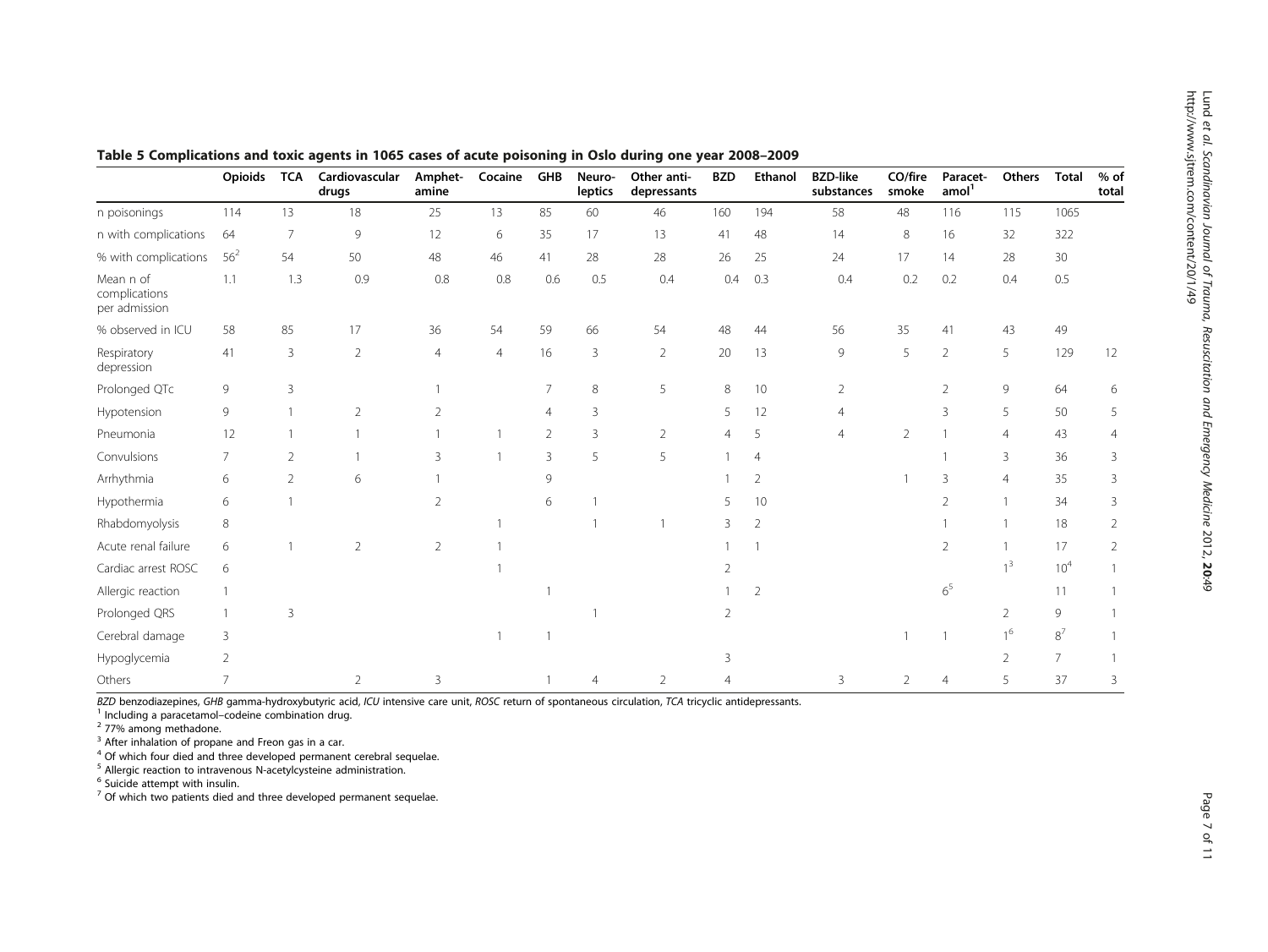**Table 5 Complications and toxic agents in 1065 cases of acute poisoning in Oslo during one year 2008–2009**

| | Opioids | TCA | Cardiovascular drugs | Amphetamine | Cocaine | GHB | Neuroleptics | Other antidepressants | BZD | Ethanol | BZD-like substances | CO/fire smoke | Paracetamol[1] | Others | Total | % of total |
|---|---|---|---|---|---|---|---|---|---|---|---|---|---|---|---|---|
| n poisonings | 114 | 13 | 18 | 25 | 13 | 85 | 60 | 46 | 160 | 194 | 58 | 48 | 116 | 115 | 1065 | |
| n with complications | 64 | 7 | 9 | 12 | 6 | 35 | 17 | 13 | 41 | 48 | 14 | 8 | 16 | 32 | 322 | |
| % with complications | 56[2] | 54 | 50 | 48 | 46 | 41 | 28 | 28 | 26 | 25 | 24 | 17 | 14 | 28 | 30 | |
| Mean n of complications per admission | 1.1 | 1.3 | 0.9 | 0.8 | 0.8 | 0.6 | 0.5 | 0.4 | 0.4 | 0.3 | 0.4 | 0.2 | 0.2 | 0.4 | 0.5 | |
| % observed in ICU | 58 | 85 | 17 | 36 | 54 | 59 | 66 | 54 | 48 | 44 | 56 | 35 | 41 | 43 | 49 | |
| Respiratory depression | 41 | 3 | 2 | 4 | 4 | 16 | 3 | 2 | 20 | 13 | 9 | 5 | 2 | 5 | 129 | 12 |
| Prolonged QTc | 9 | 3 | | 1 | | 7 | 8 | 5 | 8 | 10 | 2 | | 2 | 9 | 64 | 6 |
| Hypotension | 9 | 1 | 2 | 2 | | 4 | 3 | | 5 | 12 | 4 | | 3 | 5 | 50 | 5 |
| Pneumonia | 12 | 1 | 1 | 1 | 1 | 2 | 3 | 2 | 4 | 5 | 4 | 2 | 1 | 4 | 43 | 4 |
| Convulsions | 7 | 2 | 1 | 3 | 1 | 3 | 5 | 5 | 1 | 4 | | | 1 | 3 | 36 | 3 |
| Arrhythmia | 6 | 2 | 6 | 1 | | 9 | | | 1 | 2 | | 1 | 3 | 4 | 35 | 3 |
| Hypothermia | 6 | 1 | | 2 | | 6 | 1 | | 5 | 10 | | | 2 | 1 | 34 | 3 |
| Rhabdomyolysis | 8 | | | | 1 | | 1 | 1 | 3 | 2 | | | 1 | 1 | 18 | 2 |
| Acute renal failure | 6 | 1 | 2 | 2 | 1 | | | | 1 | 1 | | | 2 | 1 | 17 | 2 |
| Cardiac arrest ROSC | 6 | | | | 1 | | | | 2 | | | | | 1[3] | 10[4] | 1 |
| Allergic reaction | 1 | | | | | 1 | | | 1 | 2 | | | 6[5] | | 11 | 1 |
| Prolonged QRS | 1 | 3 | | | | | 1 | | 2 | | | | | 2 | 9 | 1 |
| Cerebral damage | 3 | | | | 1 | 1 | | | | | | 1 | 1 | 1[6] | 8[7] | 1 |
| Hypoglycemia | 2 | | | | | | | | 3 | | | | | 2 | 7 | 1 |
| Others | 7 | | 2 | 3 | | 1 | 4 | 2 | 4 | | 3 | 2 | 4 | 5 | 37 | 3 |

*BZD* benzodiazepines, *GHB* gamma-hydroxybutyric acid, *ICU* intensive care unit, *ROSC* return of spontaneous circulation, *TCA* tricyclic antidepressants.
[1] Including a paracetamol–codeine combination drug.
[2] 77% among methadone.
[3] After inhalation of propane and Freon gas in a car.
[4] Of which four died and three developed permanent cerebral sequelae.
[5] Allergic reaction to intravenous N-acetylcysteine administration.
[6] Suicide attempt with insulin.
[7] Of which two patients died and three developed permanent sequelae.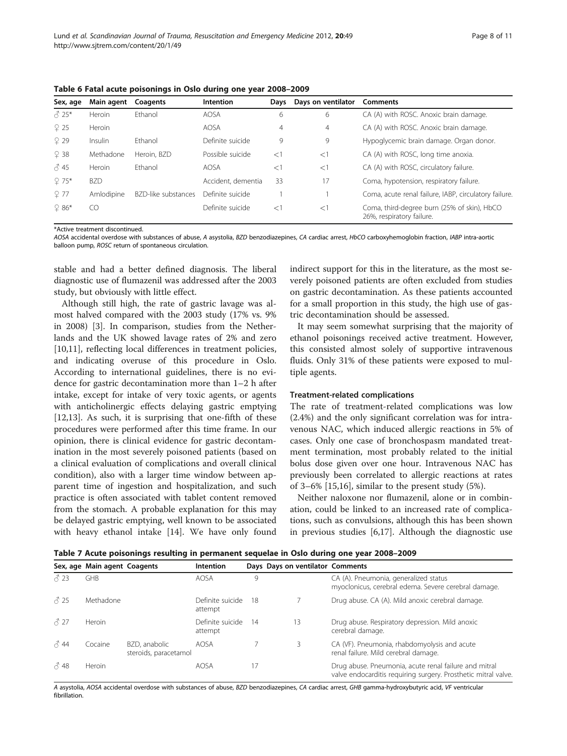**Table 6 Fatal acute poisonings in Oslo during one year 2008–2009**

| Sex, age | Main agent | Coagents | Intention | Days | Days on ventilator | Comments |
|---|---|---|---|---|---|---|
| ♂ 25* | Heroin | Ethanol | AOSA | 6 | 6 | CA (A) with ROSC. Anoxic brain damage. |
| ♀ 25 | Heroin | | AOSA | 4 | 4 | CA (A) with ROSC. Anoxic brain damage. |
| ♀ 29 | Insulin | Ethanol | Definite suicide | 9 | 9 | Hypoglycemic brain damage. Organ donor. |
| ♀ 38 | Methadone | Heroin, BZD | Possible suicide | <1 | <1 | CA (A) with ROSC, long time anoxia. |
| ♂ 45 | Heroin | Ethanol | AOSA | <1 | <1 | CA (A) with ROSC, circulatory failure. |
| ♀ 75* | BZD | | Accident, dementia | 33 | 17 | Coma, hypotension, respiratory failure. |
| ♀ 77 | Amlodipine | BZD-like substances | Definite suicide | 1 | 1 | Coma, acute renal failure, IABP, circulatory failure. |
| ♀ 86* | CO | | Definite suicide | <1 | <1 | Coma, third-degree burn (25% of skin), HbCO 26%, respiratory failure. |

*Active treatment discontinued.
*AOSA* accidental overdose with substances of abuse, *A* asystolia, *BZD* benzodiazepines, *CA* cardiac arrest, *HbCO* carboxyhemoglobin fraction, *IABP* intra-aortic balloon pump, *ROSC* return of spontaneous circulation.

stable and had a better defined diagnosis. The liberal diagnostic use of flumazenil was addressed after the 2003 study, but obviously with little effect.

Although still high, the rate of gastric lavage was almost halved compared with the 2003 study (17% vs. 9% in 2008) [3]. In comparison, studies from the Netherlands and the UK showed lavage rates of 2% and zero [10,11], reflecting local differences in treatment policies, and indicating overuse of this procedure in Oslo. According to international guidelines, there is no evidence for gastric decontamination more than 1–2 h after intake, except for intake of very toxic agents, or agents with anticholinergic effects delaying gastric emptying [12,13]. As such, it is surprising that one-fifth of these procedures were performed after this time frame. In our opinion, there is clinical evidence for gastric decontamination in the most severely poisoned patients (based on a clinical evaluation of complications and overall clinical condition), also with a larger time window between apparent time of ingestion and hospitalization, and such practice is often associated with tablet content removed from the stomach. A probable explanation for this may be delayed gastric emptying, well known to be associated with heavy ethanol intake [14]. We have only found indirect support for this in the literature, as the most severely poisoned patients are often excluded from studies on gastric decontamination. As these patients accounted for a small proportion in this study, the high use of gastric decontamination should be assessed.

It may seem somewhat surprising that the majority of ethanol poisonings received active treatment. However, this consisted almost solely of supportive intravenous fluids. Only 31% of these patients were exposed to multiple agents.

### Treatment-related complications

The rate of treatment-related complications was low (2.4%) and the only significant correlation was for intravenous NAC, which induced allergic reactions in 5% of cases. Only one case of bronchospasm mandated treatment termination, most probably related to the initial bolus dose given over one hour. Intravenous NAC has previously been correlated to allergic reactions at rates of 3–6% [15,16], similar to the present study (5%).

Neither naloxone nor flumazenil, alone or in combination, could be linked to an increased rate of complications, such as convulsions, although this has been shown in previous studies [6,17]. Although the diagnostic use

**Table 7 Acute poisonings resulting in permanent sequelae in Oslo during one year 2008–2009**

| Sex, age | Main agent | Coagents | Intention | Days | Days on ventilator | Comments |
|---|---|---|---|---|---|---|
| ♂ 23 | GHB | | AOSA | 9 | | CA (A). Pneumonia, generalized status myoclonicus, cerebral edema. Severe cerebral damage. |
| ♂ 25 | Methadone | | Definite suicide attempt | 18 | 7 | Drug abuse. CA (A). Mild anoxic cerebral damage. |
| ♂ 27 | Heroin | | Definite suicide attempt | 14 | 13 | Drug abuse. Respiratory depression. Mild anoxic cerebral damage. |
| ♂ 44 | Cocaine | BZD, anabolic steroids, paracetamol | AOSA | 7 | 3 | CA (VF). Pneumonia, rhabdomyolysis and acute renal failure. Mild cerebral damage. |
| ♂ 48 | Heroin | | AOSA | 17 | | Drug abuse. Pneumonia, acute renal failure and mitral valve endocarditis requiring surgery. Prosthetic mitral valve. |

*A* asystolia, *AOSA* accidental overdose with substances of abuse, *BZD* benzodiazepines, *CA* cardiac arrest, *GHB* gamma-hydroxybutyric acid, *VF* ventricular fibrillation.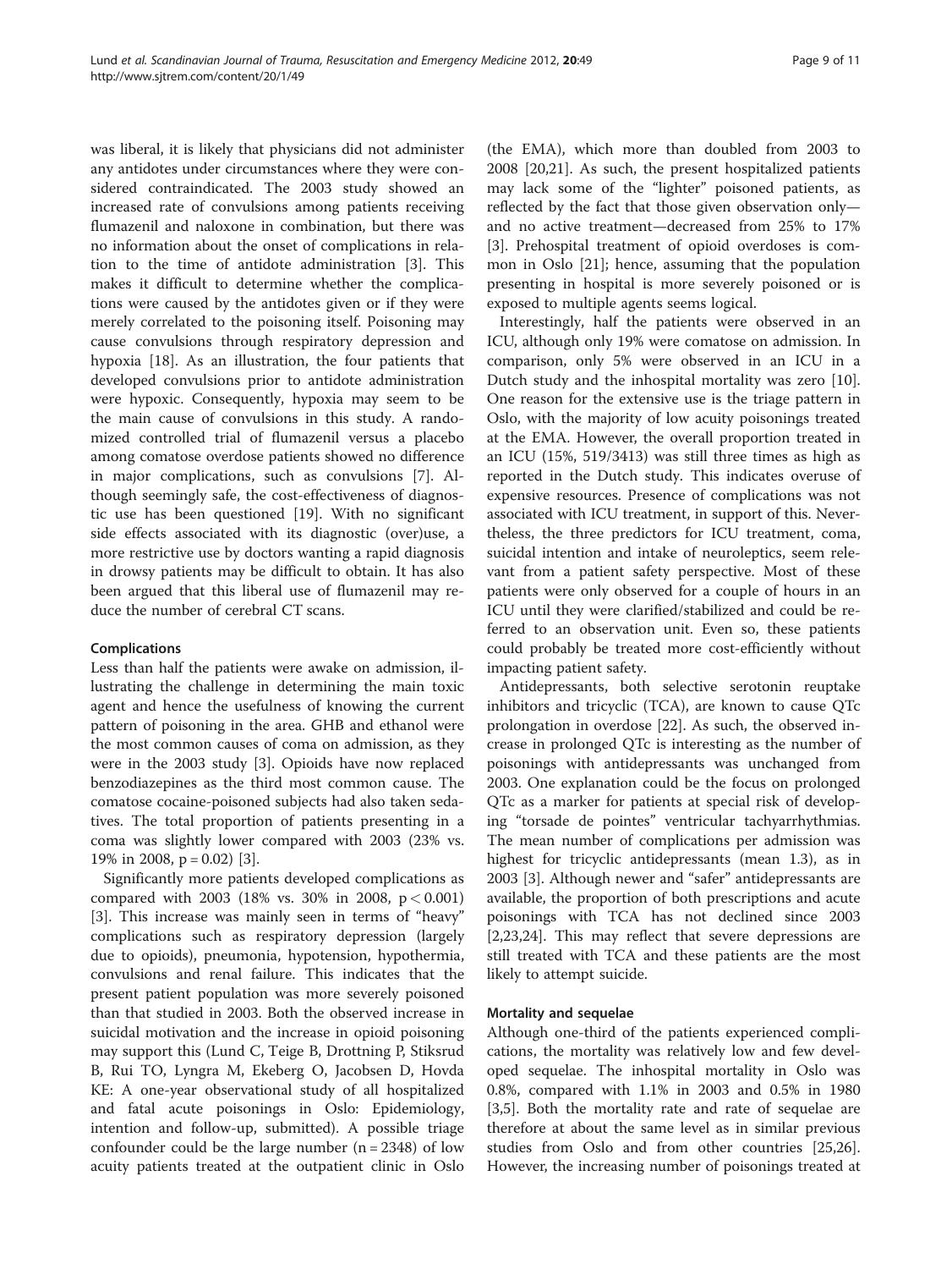was liberal, it is likely that physicians did not administer any antidotes under circumstances where they were considered contraindicated. The 2003 study showed an increased rate of convulsions among patients receiving flumazenil and naloxone in combination, but there was no information about the onset of complications in relation to the time of antidote administration [3]. This makes it difficult to determine whether the complications were caused by the antidotes given or if they were merely correlated to the poisoning itself. Poisoning may cause convulsions through respiratory depression and hypoxia [18]. As an illustration, the four patients that developed convulsions prior to antidote administration were hypoxic. Consequently, hypoxia may seem to be the main cause of convulsions in this study. A randomized controlled trial of flumazenil versus a placebo among comatose overdose patients showed no difference in major complications, such as convulsions [7]. Although seemingly safe, the cost-effectiveness of diagnostic use has been questioned [19]. With no significant side effects associated with its diagnostic (over)use, a more restrictive use by doctors wanting a rapid diagnosis in drowsy patients may be difficult to obtain. It has also been argued that this liberal use of flumazenil may reduce the number of cerebral CT scans.

### Complications

Less than half the patients were awake on admission, illustrating the challenge in determining the main toxic agent and hence the usefulness of knowing the current pattern of poisoning in the area. GHB and ethanol were the most common causes of coma on admission, as they were in the 2003 study [3]. Opioids have now replaced benzodiazepines as the third most common cause. The comatose cocaine-poisoned subjects had also taken sedatives. The total proportion of patients presenting in a coma was slightly lower compared with 2003 (23% vs. 19% in 2008, $p = 0.02$) [3].

Significantly more patients developed complications as compared with 2003 (18% vs. 30% in 2008, $p < 0.001$) [3]. This increase was mainly seen in terms of "heavy" complications such as respiratory depression (largely due to opioids), pneumonia, hypotension, hypothermia, convulsions and renal failure. This indicates that the present patient population was more severely poisoned than that studied in 2003. Both the observed increase in suicidal motivation and the increase in opioid poisoning may support this (Lund C, Teige B, Drottning P, Stiksrud B, Rui TO, Lyngra M, Ekeberg O, Jacobsen D, Hovda KE: A one-year observational study of all hospitalized and fatal acute poisonings in Oslo: Epidemiology, intention and follow-up, submitted). A possible triage confounder could be the large number ($n = 2348$) of low acuity patients treated at the outpatient clinic in Oslo (the EMA), which more than doubled from 2003 to 2008 [20,21]. As such, the present hospitalized patients may lack some of the "lighter" poisoned patients, as reflected by the fact that those given observation only—and no active treatment—decreased from 25% to 17% [3]. Prehospital treatment of opioid overdoses is common in Oslo [21]; hence, assuming that the population presenting in hospital is more severely poisoned or is exposed to multiple agents seems logical.

Interestingly, half the patients were observed in an ICU, although only 19% were comatose on admission. In comparison, only 5% were observed in an ICU in a Dutch study and the inhospital mortality was zero [10]. One reason for the extensive use is the triage pattern in Oslo, with the majority of low acuity poisonings treated at the EMA. However, the overall proportion treated in an ICU (15%, 519/3413) was still three times as high as reported in the Dutch study. This indicates overuse of expensive resources. Presence of complications was not associated with ICU treatment, in support of this. Nevertheless, the three predictors for ICU treatment, coma, suicidal intention and intake of neuroleptics, seem relevant from a patient safety perspective. Most of these patients were only observed for a couple of hours in an ICU until they were clarified/stabilized and could be referred to an observation unit. Even so, these patients could probably be treated more cost-efficiently without impacting patient safety.

Antidepressants, both selective serotonin reuptake inhibitors and tricyclic (TCA), are known to cause QTc prolongation in overdose [22]. As such, the observed increase in prolonged QTc is interesting as the number of poisonings with antidepressants was unchanged from 2003. One explanation could be the focus on prolonged QTc as a marker for patients at special risk of developing "torsade de pointes" ventricular tachyarrhythmias. The mean number of complications per admission was highest for tricyclic antidepressants (mean 1.3), as in 2003 [3]. Although newer and "safer" antidepressants are available, the proportion of both prescriptions and acute poisonings with TCA has not declined since 2003 [2,23,24]. This may reflect that severe depressions are still treated with TCA and these patients are the most likely to attempt suicide.

### Mortality and sequelae

Although one-third of the patients experienced complications, the mortality was relatively low and few developed sequelae. The inhospital mortality in Oslo was 0.8%, compared with 1.1% in 2003 and 0.5% in 1980 [3,5]. Both the mortality rate and rate of sequelae are therefore at about the same level as in similar previous studies from Oslo and from other countries [25,26]. However, the increasing number of poisonings treated at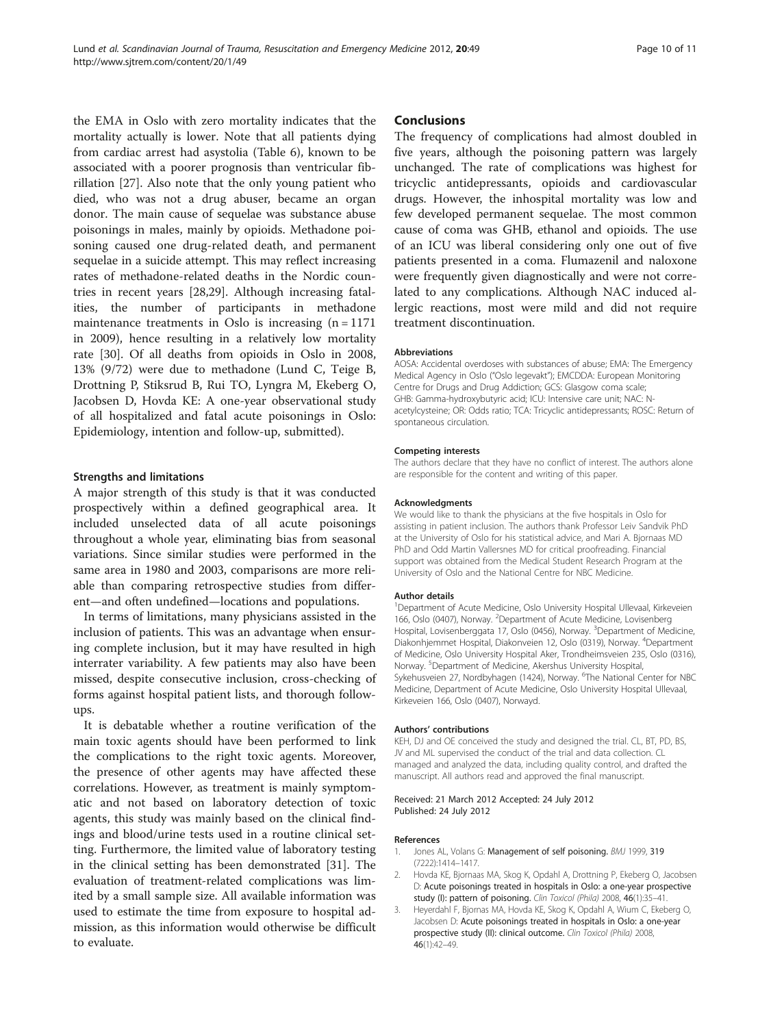the EMA in Oslo with zero mortality indicates that the mortality actually is lower. Note that all patients dying from cardiac arrest had asystolia (Table 6), known to be associated with a poorer prognosis than ventricular fibrillation [27]. Also note that the only young patient who died, who was not a drug abuser, became an organ donor. The main cause of sequelae was substance abuse poisonings in males, mainly by opioids. Methadone poisoning caused one drug-related death, and permanent sequelae in a suicide attempt. This may reflect increasing rates of methadone-related deaths in the Nordic countries in recent years [28,29]. Although increasing fatalities, the number of participants in methadone maintenance treatments in Oslo is increasing (n = 1171 in 2009), hence resulting in a relatively low mortality rate [30]. Of all deaths from opioids in Oslo in 2008, 13% (9/72) were due to methadone (Lund C, Teige B, Drottning P, Stiksrud B, Rui TO, Lyngra M, Ekeberg O, Jacobsen D, Hovda KE: A one-year observational study of all hospitalized and fatal acute poisonings in Oslo: Epidemiology, intention and follow-up, submitted).

### Strengths and limitations

A major strength of this study is that it was conducted prospectively within a defined geographical area. It included unselected data of all acute poisonings throughout a whole year, eliminating bias from seasonal variations. Since similar studies were performed in the same area in 1980 and 2003, comparisons are more reliable than comparing retrospective studies from different—and often undefined—locations and populations.

In terms of limitations, many physicians assisted in the inclusion of patients. This was an advantage when ensuring complete inclusion, but it may have resulted in high interrater variability. A few patients may also have been missed, despite consecutive inclusion, cross-checking of forms against hospital patient lists, and thorough follow-ups.

It is debatable whether a routine verification of the main toxic agents should have been performed to link the complications to the right toxic agents. Moreover, the presence of other agents may have affected these correlations. However, as treatment is mainly symptomatic and not based on laboratory detection of toxic agents, this study was mainly based on the clinical findings and blood/urine tests used in a routine clinical setting. Furthermore, the limited value of laboratory testing in the clinical setting has been demonstrated [31]. The evaluation of treatment-related complications was limited by a small sample size. All available information was used to estimate the time from exposure to hospital admission, as this information would otherwise be difficult to evaluate.

## Conclusions

The frequency of complications had almost doubled in five years, although the poisoning pattern was largely unchanged. The rate of complications was highest for tricyclic antidepressants, opioids and cardiovascular drugs. However, the inhospital mortality was low and few developed permanent sequelae. The most common cause of coma was GHB, ethanol and opioids. The use of an ICU was liberal considering only one out of five patients presented in a coma. Flumazenil and naloxone were frequently given diagnostically and were not correlated to any complications. Although NAC induced allergic reactions, most were mild and did not require treatment discontinuation.

#### Abbreviations

AOSA: Accidental overdoses with substances of abuse; EMA: The Emergency Medical Agency in Oslo ("Oslo legevakt"); EMCDDA: European Monitoring Centre for Drugs and Drug Addiction; GCS: Glasgow coma scale; GHB: Gamma-hydroxybutyric acid; ICU: Intensive care unit; NAC: N-acetylcysteine; OR: Odds ratio; TCA: Tricyclic antidepressants; ROSC: Return of spontaneous circulation.

#### Competing interests

The authors declare that they have no conflict of interest. The authors alone are responsible for the content and writing of this paper.

#### Acknowledgments

We would like to thank the physicians at the five hospitals in Oslo for assisting in patient inclusion. The authors thank Professor Leiv Sandvik PhD at the University of Oslo for his statistical advice, and Mari A. Bjornaas MD PhD and Odd Martin Vallersnes MD for critical proofreading. Financial support was obtained from the Medical Student Research Program at the University of Oslo and the National Centre for NBC Medicine.

#### Author details

[1]Department of Acute Medicine, Oslo University Hospital Ullevaal, Kirkeveien 166, Oslo (0407), Norway. [2]Department of Acute Medicine, Lovisenberg Hospital, Lovisenberggata 17, Oslo (0456), Norway. [3]Department of Medicine, Diakonhjemmet Hospital, Diakonveien 12, Oslo (0319), Norway. [4]Department of Medicine, Oslo University Hospital Aker, Trondheimsveien 235, Oslo (0316), Norway. [5]Department of Medicine, Akershus University Hospital, Sykehusveien 27, Nordbyhagen (1424), Norway. [6]The National Center for NBC Medicine, Department of Acute Medicine, Oslo University Hospital Ullevaal, Kirkeveien 166, Oslo (0407), Norwayd.

#### Authors' contributions

KEH, DJ and OE conceived the study and designed the trial. CL, BT, PD, BS, JV and ML supervised the conduct of the trial and data collection. CL managed and analyzed the data, including quality control, and drafted the manuscript. All authors read and approved the final manuscript.

Received: 21 March 2012 Accepted: 24 July 2012
Published: 24 July 2012

#### References

1. Jones AL, Volans G: **Management of self poisoning.** *BMJ* 1999, **319** (7222):1414–1417.
2. Hovda KE, Bjornaas MA, Skog K, Opdahl A, Drottning P, Ekeberg O, Jacobsen D: **Acute poisonings treated in hospitals in Oslo: a one-year prospective study (I): pattern of poisoning.** *Clin Toxicol (Phila)* 2008, **46**(1):35–41.
3. Heyerdahl F, Bjornas MA, Hovda KE, Skog K, Opdahl A, Wium C, Ekeberg O, Jacobsen D: **Acute poisonings treated in hospitals in Oslo: a one-year prospective study (II): clinical outcome.** *Clin Toxicol (Phila)* 2008, **46**(1):42–49.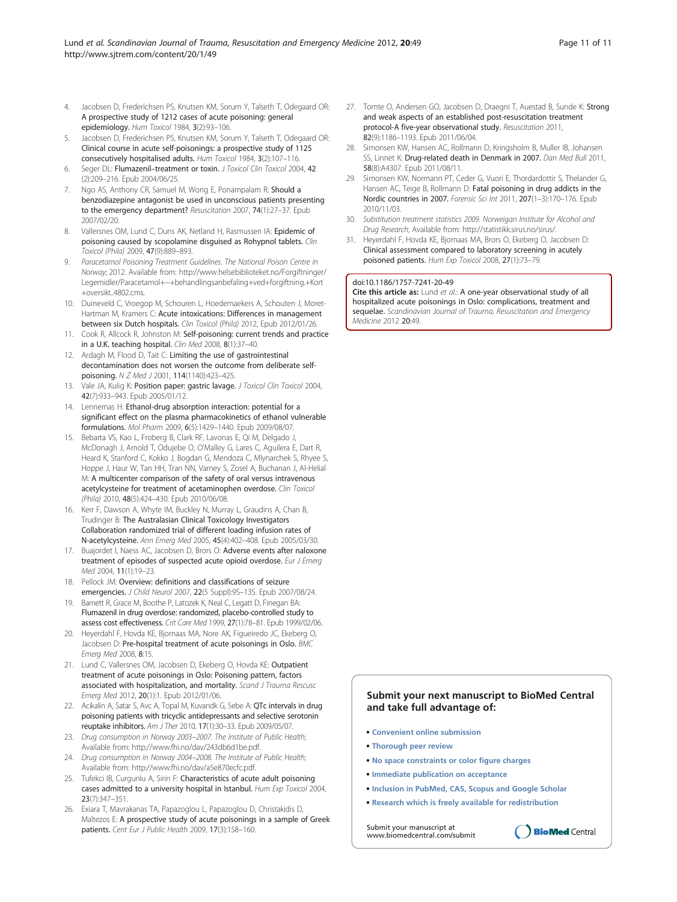4. Jacobsen D, Frederichsen PS, Knutsen KM, Sorum Y, Talseth T, Odegaard OR: A prospective study of 1212 cases of acute poisoning: general epidemiology. *Hum Toxicol* 1984, **3**(2):93–106.
5. Jacobsen D, Frederichsen PS, Knutsen KM, Sorum Y, Talseth T, Odegaard OR: Clinical course in acute self-poisonings: a prospective study of 1125 consecutively hospitalised adults. *Hum Toxicol* 1984, **3**(2):107–116.
6. Seger DL: Flumazenil–treatment or toxin. *J Toxicol Clin Toxicol* 2004, **42** (2):209–216. Epub 2004/06/25.
7. Ngo AS, Anthony CR, Samuel M, Wong E, Ponampalam R: Should a benzodiazepine antagonist be used in unconscious patients presenting to the emergency department? *Resuscitation* 2007, **74**(1):27–37. Epub 2007/02/20.
8. Vallersnes OM, Lund C, Duns AK, Netland H, Rasmussen IA: Epidemic of poisoning caused by scopolamine disguised as Rohypnol tablets. *Clin Toxicol (Phila)* 2009, **47**(9):889–893.
9. *Paracetamol Poisoning Treatment Guidelines. The National Poison Centre in Norway*; 2012. Available from: http://www.helsebiblioteket.no/Forgiftninger/Legemidler/Paracetamol+−+behandlingsanbefaling+ved+forgiftning.+Kort+oversikt..4802.cms.
10. Duineveld C, Vroegop M, Schouren L, Hoedemaekers A, Schouten J, Moret-Hartman M, Kramers C: Acute intoxications: Differences in management between six Dutch hospitals. *Clin Toxicol (Phila)* 2012, Epub 2012/01/26.
11. Cook R, Allcock R, Johnston M: Self-poisoning: current trends and practice in a U.K. teaching hospital. *Clin Med* 2008, **8**(1):37–40.
12. Ardagh M, Flood D, Tait C: Limiting the use of gastrointestinal decontamination does not worsen the outcome from deliberate self-poisoning. *N Z Med J* 2001, **114**(1140):423–425.
13. Vale JA, Kulig K: Position paper: gastric lavage. *J Toxicol Clin Toxicol* 2004, 42(7):933–943. Epub 2005/01/12.
14. Lennernas H: Ethanol-drug absorption interaction: potential for a significant effect on the plasma pharmacokinetics of ethanol vulnerable formulations. *Mol Pharm* 2009, **6**(5):1429–1440. Epub 2009/08/07.
15. Bebarta VS, Kao L, Froberg B, Clark RF, Lavonas E, Qi M, Delgado J, McDonagh J, Arnold T, Odujebe O, O'Malley G, Lares C, Aguilera E, Dart R, Heard K, Stanford C, Kokko J, Bogdan G, Mendoza C, Mlynarchek S, Rhyee S, Hoppe J, Haur W, Tan HH, Tran NN, Varney S, Zosel A, Buchanan J, Al-Helial M: A multicenter comparison of the safety of oral versus intravenous acetylcysteine for treatment of acetaminophen overdose. *Clin Toxicol (Phila)* 2010, **48**(5):424–430. Epub 2010/06/08.
16. Kerr F, Dawson A, Whyte IM, Buckley N, Murray L, Graudins A, Chan B, Trudinger B: The Australasian Clinical Toxicology Investigators Collaboration randomized trial of different loading infusion rates of N-acetylcysteine. *Ann Emerg Med* 2005, **45**(4):402–408. Epub 2005/03/30.
17. Buajordet I, Naess AC, Jacobsen D, Brors O: Adverse events after naloxone treatment of episodes of suspected acute opioid overdose. *Eur J Emerg Med* 2004, **11**(1):19–23.
18. Pellock JM: Overview: definitions and classifications of seizure emergencies. *J Child Neurol* 2007, **22**(5 Suppl):9S–13S. Epub 2007/08/24.
19. Barnett R, Grace M, Boothe P, Latozek K, Neal C, Legatt D, Finegan BA: Flumazenil in drug overdose: randomized, placebo-controlled study to assess cost effectiveness. *Crit Care Med* 1999, **27**(1):78–81. Epub 1999/02/06.
20. Heyerdahl F, Hovda KE, Bjornaas MA, Nore AK, Figueiredo JC, Ekeberg O, Jacobsen D: Pre-hospital treatment of acute poisonings in Oslo. *BMC Emerg Med* 2008, **8**:15.
21. Lund C, Vallersnes OM, Jacobsen D, Ekeberg O, Hovda KE: Outpatient treatment of acute poisonings in Oslo: Poisoning pattern, factors associated with hospitalization, and mortality. *Scand J Trauma Rescusc Emerg Med* 2012, **20**(1):1. Epub 2012/01/06.
22. Acikalin A, Satar S, Avc A, Topal M, Kuvandk G, Sebe A: QTc intervals in drug poisoning patients with tricyclic antidepressants and selective serotonin reuptake inhibitors. *Am J Ther* 2010, **17**(1):30–33. Epub 2009/05/07.
23. *Drug consumption in Norway 2003–2007. The Institute of Public Health*; Available from: http://www.fhi.no/dav/243db6d1be.pdf.
24. *Drug consumption in Norway 2004–2008. The Institute of Public Health*; Available from: http://www.fhi.no/dav/a5e870ecfc.pdf.
25. Tufekci IB, Curgunlu A, Sirin F: Characteristics of acute adult poisoning cases admitted to a university hospital in Istanbul. *Hum Exp Toxicol* 2004, **23**(7):347–351.
26. Exiara T, Mavrakanas TA, Papazoglou L, Papazoglou D, Christakidis D, Maltezos E: A prospective study of acute poisonings in a sample of Greek patients. *Cent Eur J Public Health* 2009, **17**(3):158–160.
27. Tomte O, Andersen GO, Jacobsen D, Draegni T, Auestad B, Sunde K: Strong and weak aspects of an established post-resuscitation treatment protocol-A five-year observational study. *Resuscitation* 2011, **82**(9):1186–1193. Epub 2011/06/04.
28. Simonsen KW, Hansen AC, Rollmann D, Kringsholm B, Muller IB, Johansen SS, Linnet K: Drug-related death in Denmark in 2007. *Dan Med Bull* 2011, **58**(8):A4307. Epub 2011/08/11.
29. Simonsen KW, Normann PT, Ceder G, Vuori E, Thordardottir S, Thelander G, Hansen AC, Teige B, Rollmann D: Fatal poisoning in drug addicts in the Nordic countries in 2007. *Forensic Sci Int* 2011, **207**(1–3):170–176. Epub 2010/11/03.
30. *Substitution treatment statistics 2009. Norweigan Institute for Alcohol and Drug Research*; Available from: http://statistikk.sirus.no/sirus/.
31. Heyerdahl F, Hovda KE, Bjornaas MA, Brors O, Ekeberg O, Jacobsen D: Clinical assessment compared to laboratory screening in acutely poisoned patients. *Hum Exp Toxicol* 2008, **27**(1):73–79.

doi:10.1186/1757-7241-20-49

**Cite this article as:** Lund *et al.*: A one-year observational study of all hospitalized acute poisonings in Oslo: complications, treatment and sequelae. *Scandinavian Journal of Trauma, Resuscitation and Emergency Medicine* 2012 **20**:49.

**Submit your next manuscript to BioMed Central and take full advantage of:**

- Convenient online submission
- Thorough peer review
- No space constraints or color figure charges
- Immediate publication on acceptance
- Inclusion in PubMed, CAS, Scopus and Google Scholar
- Research which is freely available for redistribution

Submit your manuscript at www.biomedcentral.com/submit

BioMed Central